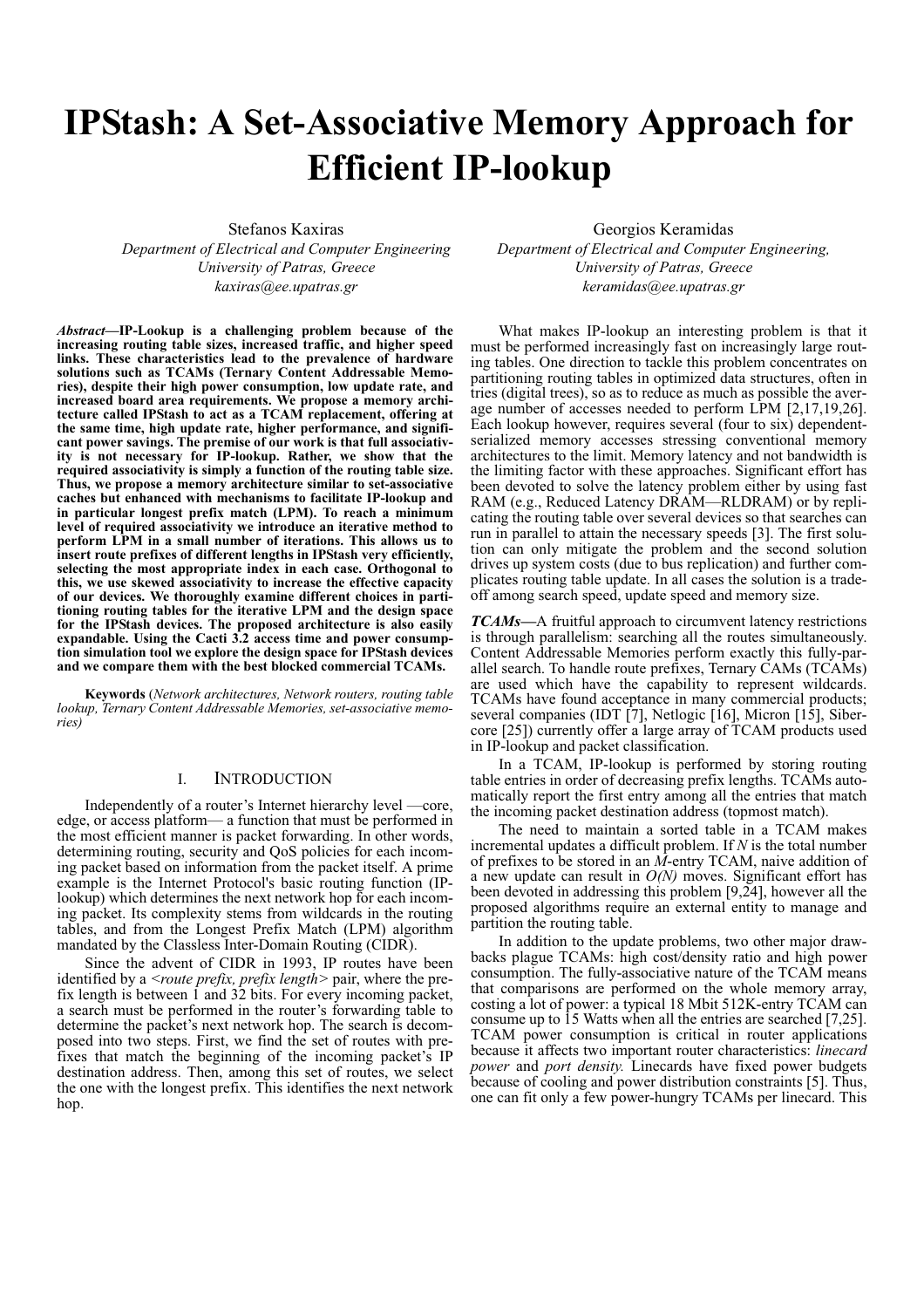# IPStash: A Set-Associative Memory Approach for Efficient IP-lookup

Stefanos Kaxiras
*Department of Electrical and Computer Engineering*
*University of Patras, Greece*
*kaxiras@ee.upatras.gr*

Georgios Keramidas
*Department of Electrical and Computer Engineering,*
*University of Patras, Greece*
*keramidas@ee.upatras.gr*

***Abstract*—IP-Lookup is a challenging problem because of the increasing routing table sizes, increased traffic, and higher speed links. These characteristics lead to the prevalence of hardware solutions such as TCAMs (Ternary Content Addressable Memories), despite their high power consumption, low update rate, and increased board area requirements. We propose a memory architecture called IPStash to act as a TCAM replacement, offering at the same time, high update rate, higher performance, and significant power savings. The premise of our work is that full associativity is not necessary for IP-lookup. Rather, we show that the required associativity is simply a function of the routing table size. Thus, we propose a memory architecture similar to set-associative caches but enhanced with mechanisms to facilitate IP-lookup and in particular longest prefix match (LPM). To reach a minimum level of required associativity we introduce an iterative method to perform LPM in a small number of iterations. This allows us to insert route prefixes of different lengths in IPStash very efficiently, selecting the most appropriate index in each case. Orthogonal to this, we use skewed associativity to increase the effective capacity of our devices. We thoroughly examine different choices in partitioning routing tables for the iterative LPM and the design space for the IPStash devices. The proposed architecture is also easily expandable. Using the Cacti 3.2 access time and power consumption simulation tool we explore the design space for IPStash devices and we compare them with the best blocked commercial TCAMs.**

**Keywords** (*Network architectures, Network routers, routing table lookup, Ternary Content Addressable Memories, set-associative memories)*

## I. Introduction

Independently of a router's Internet hierarchy level —core, edge, or access platform— a function that must be performed in the most efficient manner is packet forwarding. In other words, determining routing, security and QoS policies for each incoming packet based on information from the packet itself. A prime example is the Internet Protocol's basic routing function (IP-lookup) which determines the next network hop for each incoming packet. Its complexity stems from wildcards in the routing tables, and from the Longest Prefix Match (LPM) algorithm mandated by the Classless Inter-Domain Routing (CIDR).

Since the advent of CIDR in 1993, IP routes have been identified by a *<route prefix, prefix length>* pair, where the prefix length is between 1 and 32 bits. For every incoming packet, a search must be performed in the router's forwarding table to determine the packet's next network hop. The search is decomposed into two steps. First, we find the set of routes with prefixes that match the beginning of the incoming packet's IP destination address. Then, among this set of routes, we select the one with the longest prefix. This identifies the next network hop.

What makes IP-lookup an interesting problem is that it must be performed increasingly fast on increasingly large routing tables. One direction to tackle this problem concentrates on partitioning routing tables in optimized data structures, often in tries (digital trees), so as to reduce as much as possible the average number of accesses needed to perform LPM [2,17,19,26]. Each lookup however, requires several (four to six) dependent-serialized memory accesses stressing conventional memory architectures to the limit. Memory latency and not bandwidth is the limiting factor with these approaches. Significant effort has been devoted to solve the latency problem either by using fast RAM (e.g., Reduced Latency DRAM—RLDRAM) or by replicating the routing table over several devices so that searches can run in parallel to attain the necessary speeds [3]. The first solution can only mitigate the problem and the second solution drives up system costs (due to bus replication) and further complicates routing table update. In all cases the solution is a trade-off among search speed, update speed and memory size.

***TCAMs*—**A fruitful approach to circumvent latency restrictions is through parallelism: searching all the routes simultaneously. Content Addressable Memories perform exactly this fully-parallel search. To handle route prefixes, Ternary CAMs (TCAMs) are used which have the capability to represent wildcards. TCAMs have found acceptance in many commercial products; several companies (IDT [7], Netlogic [16], Micron [15], Sibercore [25]) currently offer a large array of TCAM products used in IP-lookup and packet classification.

In a TCAM, IP-lookup is performed by storing routing table entries in order of decreasing prefix lengths. TCAMs automatically report the first entry among all the entries that match the incoming packet destination address (topmost match).

The need to maintain a sorted table in a TCAM makes incremental updates a difficult problem. If $N$ is the total number of prefixes to be stored in an $M$-entry TCAM, naive addition of a new update can result in $O(N)$ moves. Significant effort has been devoted in addressing this problem [9,24], however all the proposed algorithms require an external entity to manage and partition the routing table.

In addition to the update problems, two other major drawbacks plague TCAMs: high cost/density ratio and high power consumption. The fully-associative nature of the TCAM means that comparisons are performed on the whole memory array, costing a lot of power: a typical 18 Mbit 512K-entry TCAM can consume up to 15 Watts when all the entries are searched [7,25]. TCAM power consumption is critical in router applications because it affects two important router characteristics: *linecard power* and *port density.* Linecards have fixed power budgets because of cooling and power distribution constraints [5]. Thus, one can fit only a few power-hungry TCAMs per linecard. This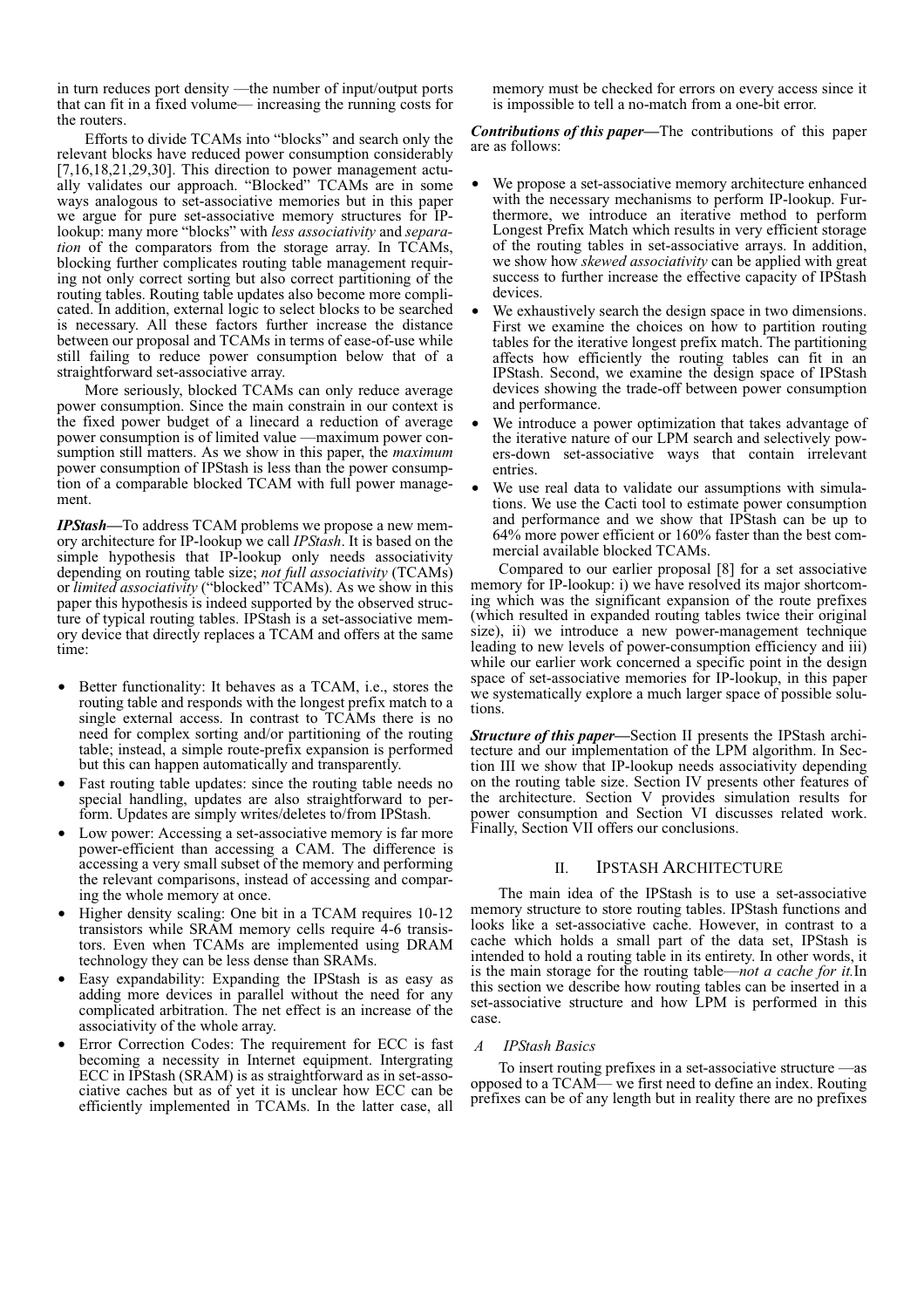in turn reduces port density —the number of input/output ports that can fit in a fixed volume— increasing the running costs for the routers.

Efforts to divide TCAMs into "blocks" and search only the relevant blocks have reduced power consumption considerably [7,16,18,21,29,30]. This direction to power management actually validates our approach. "Blocked" TCAMs are in some ways analogous to set-associative memories but in this paper we argue for pure set-associative memory structures for IP-lookup: many more "blocks" with *less associativity* and *separation* of the comparators from the storage array. In TCAMs, blocking further complicates routing table management requiring not only correct sorting but also correct partitioning of the routing tables. Routing table updates also become more complicated. In addition, external logic to select blocks to be searched is necessary. All these factors further increase the distance between our proposal and TCAMs in terms of ease-of-use while still failing to reduce power consumption below that of a straightforward set-associative array.

More seriously, blocked TCAMs can only reduce average power consumption. Since the main constrain in our context is the fixed power budget of a linecard a reduction of average power consumption is of limited value —maximum power consumption still matters. As we show in this paper, the *maximum* power consumption of IPStash is less than the power consumption of a comparable blocked TCAM with full power management.

***IPStash***—To address TCAM problems we propose a new memory architecture for IP-lookup we call *IPStash*. It is based on the simple hypothesis that IP-lookup only needs associativity depending on routing table size; *not full associativity* (TCAMs) or *limited associativity* ("blocked" TCAMs). As we show in this paper this hypothesis is indeed supported by the observed structure of typical routing tables. IPStash is a set-associative memory device that directly replaces a TCAM and offers at the same time:

- Better functionality: It behaves as a TCAM, i.e., stores the routing table and responds with the longest prefix match to a single external access. In contrast to TCAMs there is no need for complex sorting and/or partitioning of the routing table; instead, a simple route-prefix expansion is performed but this can happen automatically and transparently.
- Fast routing table updates: since the routing table needs no special handling, updates are also straightforward to perform. Updates are simply writes/deletes to/from IPStash.
- Low power: Accessing a set-associative memory is far more power-efficient than accessing a CAM. The difference is accessing a very small subset of the memory and performing the relevant comparisons, instead of accessing and comparing the whole memory at once.
- Higher density scaling: One bit in a TCAM requires 10-12 transistors while SRAM memory cells require 4-6 transistors. Even when TCAMs are implemented using DRAM technology they can be less dense than SRAMs.
- Easy expandability: Expanding the IPStash is as easy as adding more devices in parallel without the need for any complicated arbitration. The net effect is an increase of the associativity of the whole array.
- Error Correction Codes: The requirement for ECC is fast becoming a necessity in Internet equipment. Intergrating ECC in IPStash (SRAM) is as straightforward as in set-associative caches but as of yet it is unclear how ECC can be efficiently implemented in TCAMs. In the latter case, all memory must be checked for errors on every access since it is impossible to tell a no-match from a one-bit error.

***Contributions of this paper***—The contributions of this paper are as follows:

- We propose a set-associative memory architecture enhanced with the necessary mechanisms to perform IP-lookup. Furthermore, we introduce an iterative method to perform Longest Prefix Match which results in very efficient storage of the routing tables in set-associative arrays. In addition, we show how *skewed associativity* can be applied with great success to further increase the effective capacity of IPStash devices.
- We exhaustively search the design space in two dimensions. First we examine the choices on how to partition routing tables for the iterative longest prefix match. The partitioning affects how efficiently the routing tables can fit in an IPStash. Second, we examine the design space of IPStash devices showing the trade-off between power consumption and performance.
- We introduce a power optimization that takes advantage of the iterative nature of our LPM search and selectively powers-down set-associative ways that contain irrelevant entries.
- We use real data to validate our assumptions with simulations. We use the Cacti tool to estimate power consumption and performance and we show that IPStash can be up to 64% more power efficient or 160% faster than the best commercial available blocked TCAMs.

Compared to our earlier proposal [8] for a set associative memory for IP-lookup: i) we have resolved its major shortcoming which was the significant expansion of the route prefixes (which resulted in expanded routing tables twice their original size), ii) we introduce a new power-management technique leading to new levels of power-consumption efficiency and iii) while our earlier work concerned a specific point in the design space of set-associative memories for IP-lookup, in this paper we systematically explore a much larger space of possible solutions.

***Structure of this paper***—Section II presents the IPStash architecture and our implementation of the LPM algorithm. In Section III we show that IP-lookup needs associativity depending on the routing table size. Section IV presents other features of the architecture. Section V provides simulation results for power consumption and Section VI discusses related work. Finally, Section VII offers our conclusions.

## II. IPSTASH ARCHITECTURE

The main idea of the IPStash is to use a set-associative memory structure to store routing tables. IPStash functions and looks like a set-associative cache. However, in contrast to a cache which holds a small part of the data set, IPStash is intended to hold a routing table in its entirety. In other words, it is the main storage for the routing table—*not a cache for it.* In this section we describe how routing tables can be inserted in a set-associative structure and how LPM is performed in this case.

### *A IPStash Basics*

To insert routing prefixes in a set-associative structure —as opposed to a TCAM— we first need to define an index. Routing prefixes can be of any length but in reality there are no prefixes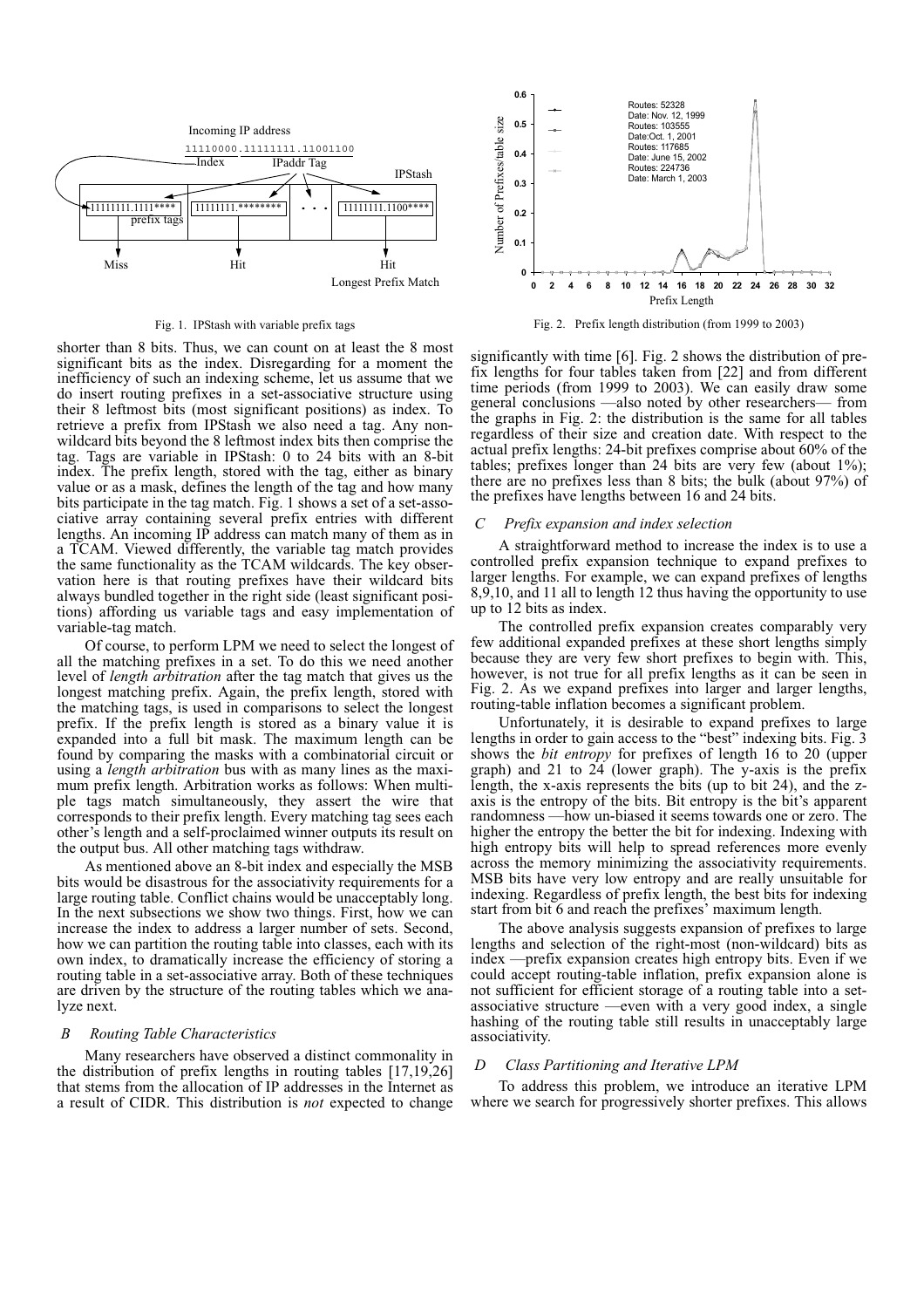Fig. 1. IPStash with variable prefix tags

Fig. 2. Prefix length distribution (from 1999 to 2003)

shorter than 8 bits. Thus, we can count on at least the 8 most significant bits as the index. Disregarding for a moment the inefficiency of such an indexing scheme, let us assume that we do insert routing prefixes in a set-associative structure using their 8 leftmost bits (most significant positions) as index. To retrieve a prefix from IPStash we also need a tag. Any non-wildcard bits beyond the 8 leftmost index bits then comprise the tag. Tags are variable in IPStash: 0 to 24 bits with an 8-bit index. The prefix length, stored with the tag, either as binary value or as a mask, defines the length of the tag and how many bits participate in the tag match. Fig. 1 shows a set of a set-associative array containing several prefix entries with different lengths. An incoming IP address can match many of them as in a TCAM. Viewed differently, the variable tag match provides the same functionality as the TCAM wildcards. The key observation here is that routing prefixes have their wildcard bits always bundled together in the right side (least significant positions) affording us variable tags and easy implementation of variable-tag match.

Of course, to perform LPM we need to select the longest of all the matching prefixes in a set. To do this we need another level of *length arbitration* after the tag match that gives us the longest matching prefix. Again, the prefix length, stored with the matching tags, is used in comparisons to select the longest prefix. If the prefix length is stored as a binary value it is expanded into a full bit mask. The maximum length can be found by comparing the masks with a combinatorial circuit or using a *length arbitration* bus with as many lines as the maximum prefix length. Arbitration works as follows: When multiple tags match simultaneously, they assert the wire that corresponds to their prefix length. Every matching tag sees each other's length and a self-proclaimed winner outputs its result on the output bus. All other matching tags withdraw.

As mentioned above an 8-bit index and especially the MSB bits would be disastrous for the associativity requirements for a large routing table. Conflict chains would be unacceptably long. In the next subsections we show two things. First, how we can increase the index to address a larger number of sets. Second, how we can partition the routing table into classes, each with its own index, to dramatically increase the efficiency of storing a routing table in a set-associative array. Both of these techniques are driven by the structure of the routing tables which we analyze next.

### B Routing Table Characteristics

Many researchers have observed a distinct commonality in the distribution of prefix lengths in routing tables [17,19,26] that stems from the allocation of IP addresses in the Internet as a result of CIDR. This distribution is *not* expected to change significantly with time [6]. Fig. 2 shows the distribution of prefix lengths for four tables taken from [22] and from different time periods (from 1999 to 2003). We can easily draw some general conclusions —also noted by other researchers— from the graphs in Fig. 2: the distribution is the same for all tables regardless of their size and creation date. With respect to the actual prefix lengths: 24-bit prefixes comprise about 60% of the tables; prefixes longer than 24 bits are very few (about 1%); there are no prefixes less than 8 bits; the bulk (about 97%) of the prefixes have lengths between 16 and 24 bits.

### C Prefix expansion and index selection

A straightforward method to increase the index is to use a controlled prefix expansion technique to expand prefixes to larger lengths. For example, we can expand prefixes of lengths 8,9,10, and 11 all to length 12 thus having the opportunity to use up to 12 bits as index.

The controlled prefix expansion creates comparably very few additional expanded prefixes at these short lengths simply because they are very few short prefixes to begin with. This, however, is not true for all prefix lengths as it can be seen in Fig. 2. As we expand prefixes into larger and larger lengths, routing-table inflation becomes a significant problem.

Unfortunately, it is desirable to expand prefixes to large lengths in order to gain access to the "best" indexing bits. Fig. 3 shows the *bit entropy* for prefixes of length 16 to 20 (upper graph) and 21 to 24 (lower graph). The y-axis is the prefix length, the x-axis represents the bits (up to bit 24), and the z-axis is the entropy of the bits. Bit entropy is the bit's apparent randomness —how un-biased it seems towards one or zero. The higher the entropy the better the bit for indexing. Indexing with high entropy bits will help to spread references more evenly across the memory minimizing the associativity requirements. MSB bits have very low entropy and are really unsuitable for indexing. Regardless of prefix length, the best bits for indexing start from bit 6 and reach the prefixes' maximum length.

The above analysis suggests expansion of prefixes to large lengths and selection of the right-most (non-wildcard) bits as index —prefix expansion creates high entropy bits. Even if we could accept routing-table inflation, prefix expansion alone is not sufficient for efficient storage of a routing table into a set-associative structure —even with a very good index, a single hashing of the routing table still results in unacceptably large associativity.

### D Class Partitioning and Iterative LPM

To address this problem, we introduce an iterative LPM where we search for progressively shorter prefixes. This allows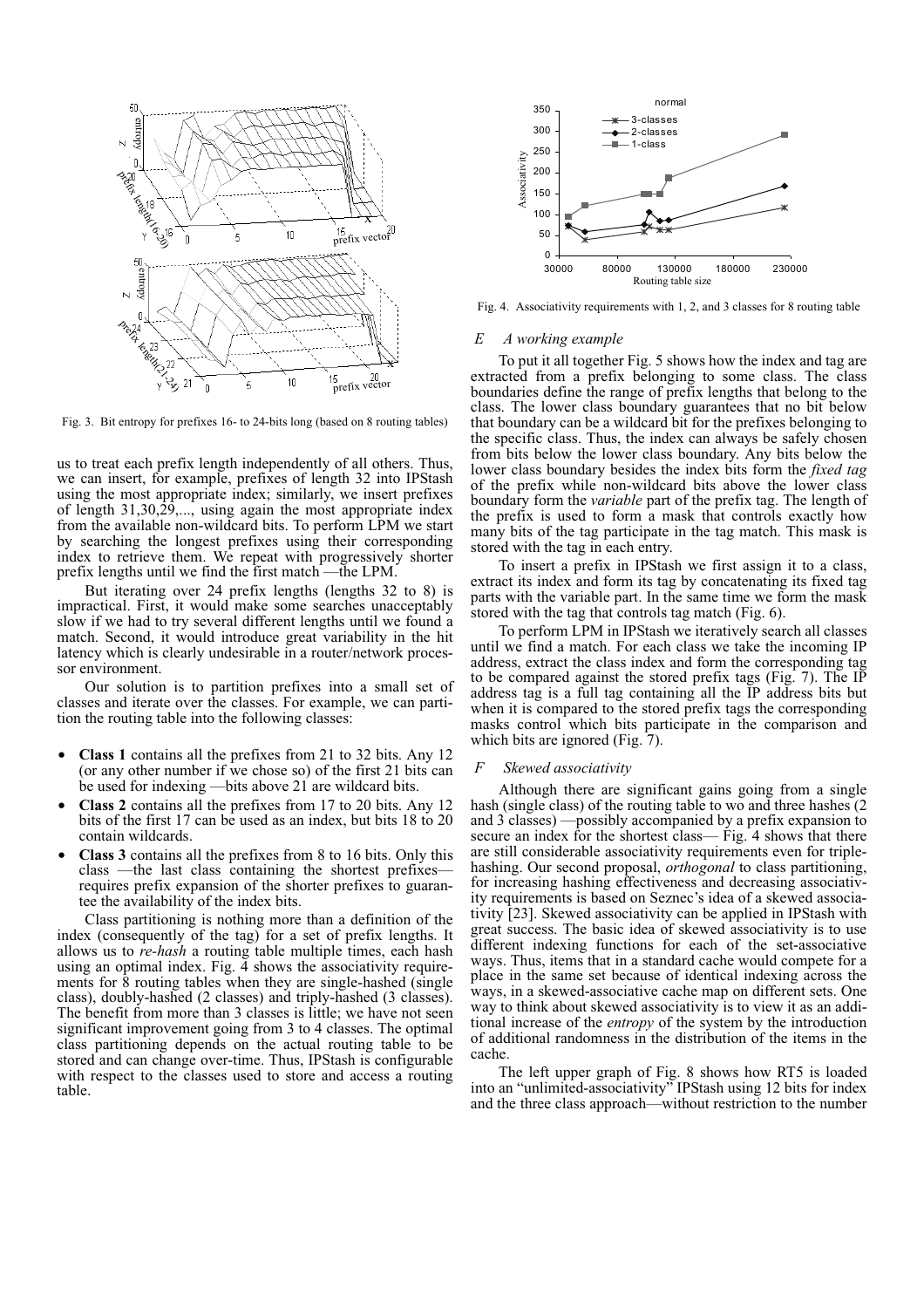Fig. 3. Bit entropy for prefixes 16- to 24-bits long (based on 8 routing tables)

us to treat each prefix length independently of all others. Thus, we can insert, for example, prefixes of length 32 into IPStash using the most appropriate index; similarly, we insert prefixes of length 31,30,29,..., using again the most appropriate index from the available non-wildcard bits. To perform LPM we start by searching the longest prefixes using their corresponding index to retrieve them. We repeat with progressively shorter prefix lengths until we find the first match —the LPM.

But iterating over 24 prefix lengths (lengths 32 to 8) is impractical. First, it would make some searches unacceptably slow if we had to try several different lengths until we found a match. Second, it would introduce great variability in the hit latency which is clearly undesirable in a router/network processor environment.

Our solution is to partition prefixes into a small set of classes and iterate over the classes. For example, we can partition the routing table into the following classes:

- **Class 1** contains all the prefixes from 21 to 32 bits. Any 12 (or any other number if we chose so) of the first 21 bits can be used for indexing —bits above 21 are wildcard bits.
- **Class 2** contains all the prefixes from 17 to 20 bits. Any 12 bits of the first 17 can be used as an index, but bits 18 to 20 contain wildcards.
- **Class 3** contains all the prefixes from 8 to 16 bits. Only this class —the last class containing the shortest prefixes— requires prefix expansion of the shorter prefixes to guarantee the availability of the index bits.

Class partitioning is nothing more than a definition of the index (consequently of the tag) for a set of prefix lengths. It allows us to *re-hash* a routing table multiple times, each hash using an optimal index. Fig. 4 shows the associativity requirements for 8 routing tables when they are single-hashed (single class), doubly-hashed (2 classes) and triply-hashed (3 classes). The benefit from more than 3 classes is little; we have not seen significant improvement going from 3 to 4 classes. The optimal class partitioning depends on the actual routing table to be stored and can change over-time. Thus, IPStash is configurable with respect to the classes used to store and access a routing table.

Fig. 4. Associativity requirements with 1, 2, and 3 classes for 8 routing table

### *E A working example*

To put it all together Fig. 5 shows how the index and tag are extracted from a prefix belonging to some class. The class boundaries define the range of prefix lengths that belong to the class. The lower class boundary guarantees that no bit below that boundary can be a wildcard bit for the prefixes belonging to the specific class. Thus, the index can always be safely chosen from bits below the lower class boundary. Any bits below the lower class boundary besides the index bits form the *fixed tag* of the prefix while non-wildcard bits above the lower class boundary form the *variable* part of the prefix tag. The length of the prefix is used to form a mask that controls exactly how many bits of the tag participate in the tag match. This mask is stored with the tag in each entry.

To insert a prefix in IPStash we first assign it to a class, extract its index and form its tag by concatenating its fixed tag parts with the variable part. In the same time we form the mask stored with the tag that controls tag match (Fig. 6).

To perform LPM in IPStash we iteratively search all classes until we find a match. For each class we take the incoming IP address, extract the class index and form the corresponding tag to be compared against the stored prefix tags (Fig. 7). The IP address tag is a full tag containing all the IP address bits but when it is compared to the stored prefix tags the corresponding masks control which bits participate in the comparison and which bits are ignored (Fig. 7).

### *F Skewed associativity*

Although there are significant gains going from a single hash (single class) of the routing table to wo and three hashes (2 and 3 classes) —possibly accompanied by a prefix expansion to secure an index for the shortest class— Fig. 4 shows that there are still considerable associativity requirements even for triple-hashing. Our second proposal, *orthogonal* to class partitioning, for increasing hashing effectiveness and decreasing associativity requirements is based on Seznec's idea of a skewed associativity [23]. Skewed associativity can be applied in IPStash with great success. The basic idea of skewed associativity is to use different indexing functions for each of the set-associative ways. Thus, items that in a standard cache would compete for a place in the same set because of identical indexing across the ways, in a skewed-associative cache map on different sets. One way to think about skewed associativity is to view it as an additional increase of the *entropy* of the system by the introduction of additional randomness in the distribution of the items in the cache.

The left upper graph of Fig. 8 shows how RT5 is loaded into an "unlimited-associativity" IPStash using 12 bits for index and the three class approach—without restriction to the number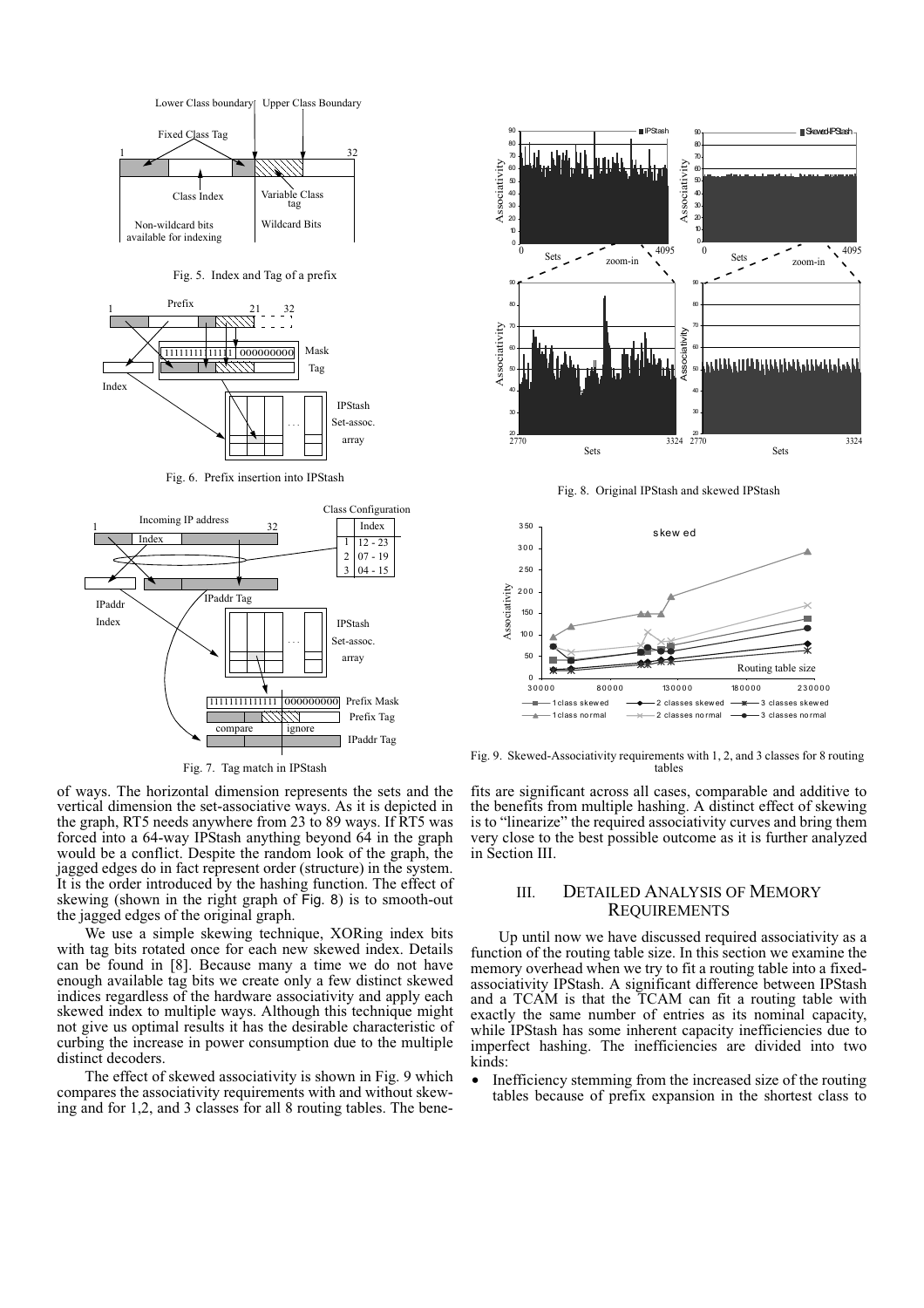Fig. 5. Index and Tag of a prefix

Fig. 6. Prefix insertion into IPStash

Fig. 7. Tag match in IPStash

of ways. The horizontal dimension represents the sets and the vertical dimension the set-associative ways. As it is depicted in the graph, RT5 needs anywhere from 23 to 89 ways. If RT5 was forced into a 64-way IPStash anything beyond 64 in the graph would be a conflict. Despite the random look of the graph, the jagged edges do in fact represent order (structure) in the system. It is the order introduced by the hashing function. The effect of skewing (shown in the right graph of Fig. 8) is to smooth-out the jagged edges of the original graph.

We use a simple skewing technique, XORing index bits with tag bits rotated once for each new skewed index. Details can be found in [8]. Because many a time we do not have enough available tag bits we create only a few distinct skewed indices regardless of the hardware associativity and apply each skewed index to multiple ways. Although this technique might not give us optimal results it has the desirable characteristic of curbing the increase in power consumption due to the multiple distinct decoders.

The effect of skewed associativity is shown in Fig. 9 which compares the associativity requirements with and without skewing and for 1,2, and 3 classes for all 8 routing tables. The benefits are significant across all cases, comparable and additive to the benefits from multiple hashing. A distinct effect of skewing is to "linearize" the required associativity curves and bring them very close to the best possible outcome as it is further analyzed in Section III.

Fig. 8. Original IPStash and skewed IPStash

Fig. 9. Skewed-Associativity requirements with 1, 2, and 3 classes for 8 routing tables

## III. Detailed Analysis of Memory Requirements

Up until now we have discussed required associativity as a function of the routing table size. In this section we examine the memory overhead when we try to fit a routing table into a fixed-associativity IPStash. A significant difference between IPStash and a TCAM is that the TCAM can fit a routing table with exactly the same number of entries as its nominal capacity, while IPStash has some inherent capacity inefficiencies due to imperfect hashing. The inefficiencies are divided into two kinds:

- Inefficiency stemming from the increased size of the routing tables because of prefix expansion in the shortest class to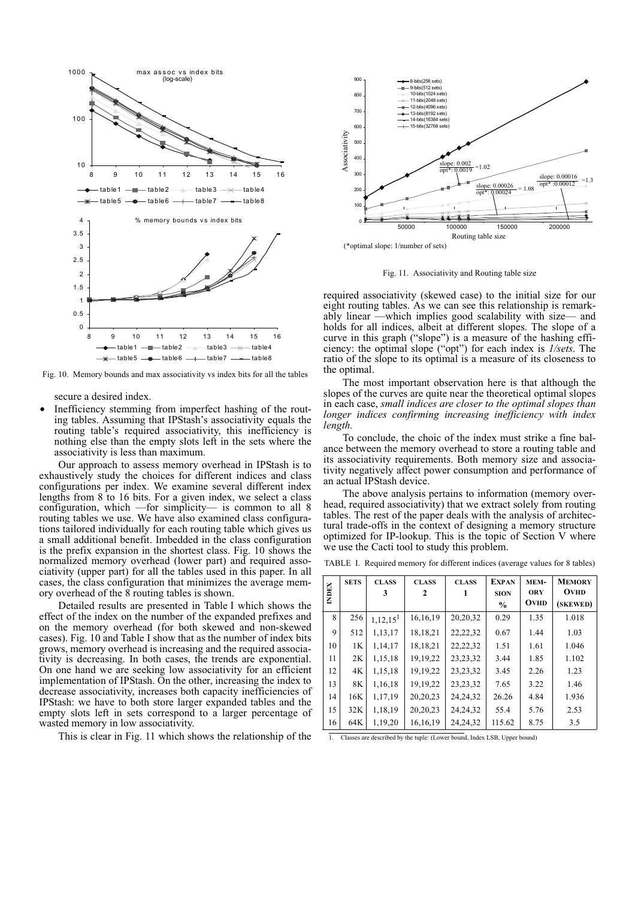Fig. 10. Memory bounds and max associativity vs index bits for all the tables

secure a desired index.

- Inefficiency stemming from imperfect hashing of the routing tables. Assuming that IPStash's associativity equals the routing table's required associativity, this inefficiency is nothing else than the empty slots left in the sets where the associativity is less than maximum.

Our approach to assess memory overhead in IPStash is to exhaustively study the choices for different indices and class configurations per index. We examine several different index lengths from 8 to 16 bits. For a given index, we select a class configuration, which —for simplicity— is common to all 8 routing tables we use. We have also examined class configurations tailored individually for each routing table which gives us a small additional benefit. Imbedded in the class configuration is the prefix expansion in the shortest class. Fig. 10 shows the normalized memory overhead (lower part) and required associativity (upper part) for all the tables used in this paper. In all cases, the class configuration that minimizes the average memory overhead of the 8 routing tables is shown.

Detailed results are presented in Table I which shows the effect of the index on the number of the expanded prefixes and on the memory overhead (for both skewed and non-skewed cases). Fig. 10 and Table I show that as the number of index bits grows, memory overhead is increasing and the required associativity is decreasing. In both cases, the trends are exponential. On one hand we are seeking low associativity for an efficient implementation of IPStash. On the other, increasing the index to decrease associativity, increases both capacity inefficiencies of IPStash: we have to both store larger expanded tables and the empty slots left in sets correspond to a larger percentage of wasted memory in low associativity.

This is clear in Fig. 11 which shows the relationship of the

Fig. 11. Associativity and Routing table size

required associativity (skewed case) to the initial size for our eight routing tables. As we can see this relationship is remarkably linear —which implies good scalability with size— and holds for all indices, albeit at different slopes. The slope of a curve in this graph ("slope") is a measure of the hashing efficiency: the optimal slope ("opt") for each index is *1/sets*. The ratio of the slope to its optimal is a measure of its closeness to the optimal.

The most important observation here is that although the slopes of the curves are quite near the theoretical optimal slopes in each case, *small indices are closer to the optimal slopes than longer indices confirming increasing inefficiency with index length.*

To conclude, the choic of the index must strike a fine balance between the memory overhead to store a routing table and its associativity requirements. Both memory size and associativity negatively affect power consumption and performance of an actual IPStash device.

The above analysis pertains to information (memory overhead, required associativity) that we extract solely from routing tables. The rest of the paper deals with the analysis of architectural trade-offs in the context of designing a memory structure optimized for IP-lookup. This is the topic of Section V where we use the Cacti tool to study this problem.

TABLE I. Required memory for different indices (average values for 8 tables)

| INDEX | SETS | CLASS 3 | CLASS 2 | CLASS 1 | EXPANSION % | MEMORY OVHD | MEMORY OVHD (SKEWED) |
|---|---|---|---|---|---|---|---|
| 8 | 256 | 1,12,15[1] | 16,16,19 | 20,20,32 | 0.29 | 1.35 | 1.018 |
| 9 | 512 | 1,13,17 | 18,18,21 | 22,22,32 | 0.67 | 1.44 | 1.03 |
| 10 | 1K | 1,14,17 | 18,18,21 | 22,22,32 | 1.51 | 1.61 | 1.046 |
| 11 | 2K | 1,15,18 | 19,19,22 | 23,23,32 | 3.44 | 1.85 | 1.102 |
| 12 | 4K | 1,15,18 | 19,19,22 | 23,23,32 | 3.45 | 2.26 | 1.23 |
| 13 | 8K | 1,16,18 | 19,19,22 | 23,23,32 | 7.65 | 3.22 | 1.46 |
| 14 | 16K | 1,17,19 | 20,20,23 | 24,24,32 | 26.26 | 4.84 | 1.936 |
| 15 | 32K | 1,18,19 | 20,20,23 | 24,24,32 | 55.4 | 5.76 | 2.53 |
| 16 | 64K | 1,19,20 | 16,16,19 | 24,24,32 | 115.62 | 8.75 | 3.5 |

1. Classes are described by the tuple: (Lower bound, Index LSB, Upper bound)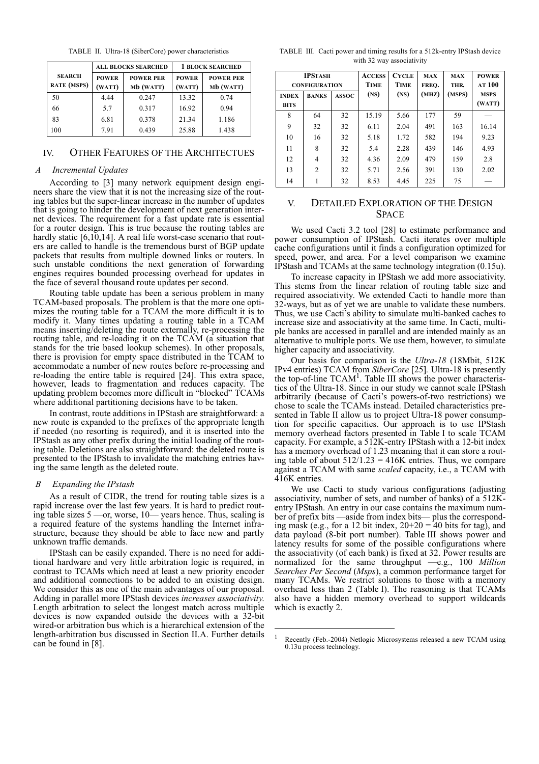TABLE II. Ultra-18 (SiberCore) power characteristics

| SEARCH RATE (MSPS) | ALL BLOCKS SEARCHED | | 1 BLOCK SEARCHED | |
|---|---|---|---|---|
| | POWER (WATT) | POWER PER Mb (WATT) | POWER (WATT) | POWER PER Mb (WATT) |
| 50 | 4.44 | 0.247 | 13.32 | 0.74 |
| 66 | 5.7 | 0.317 | 16.92 | 0.94 |
| 83 | 6.81 | 0.378 | 21.34 | 1.186 |
| 100 | 7.91 | 0.439 | 25.88 | 1.438 |

## IV. Other Features of the Architectues

### A Incremental Updates

According to [3] many network equipment design engineers share the view that it is not the increasing size of the routing tables but the super-linear increase in the number of updates that is going to hinder the development of next generation internet devices. The requirement for a fast update rate is essential for a router design. This is true because the routing tables are hardly static [6,10,14]. A real life worst-case scenario that routers are called to handle is the tremendous burst of BGP update packets that results from multiple downed links or routers. In such unstable conditions the next generation of forwarding engines requires bounded processing overhead for updates in the face of several thousand route updates per second.

Routing table update has been a serious problem in many TCAM-based proposals. The problem is that the more one optimizes the routing table for a TCAM the more difficult it is to modify it. Many times updating a routing table in a TCAM means inserting/deleting the route externally, re-processing the routing table, and re-loading it on the TCAM (a situation that stands for the trie based lookup schemes). In other proposals, there is provision for empty space distributed in the TCAM to accommodate a number of new routes before re-processing and re-loading the entire table is required [24]. This extra space, however, leads to fragmentation and reduces capacity. The updating problem becomes more difficult in "blocked" TCAMs where additional partitioning decisions have to be taken.

In contrast, route additions in IPStash are straightforward: a new route is expanded to the prefixes of the appropriate length if needed (no resorting is required), and it is inserted into the IPStash as any other prefix during the initial loading of the routing table. Deletions are also straightforward: the deleted route is presented to the IPStash to invalidate the matching entries having the same length as the deleted route.

### B Expanding the IPstash

As a result of CIDR, the trend for routing table sizes is a rapid increase over the last few years. It is hard to predict routing table sizes 5 —or, worse, 10— years hence. Thus, scaling is a required feature of the systems handling the Internet infrastructure, because they should be able to face new and partly unknown traffic demands.

IPStash can be easily expanded. There is no need for additional hardware and very little arbitration logic is required, in contrast to TCAMs which need at least a new priority encoder and additional connections to be added to an existing design. We consider this as one of the main advantages of our proposal. Adding in parallel more IPStash devices *increases associativity.* Length arbitration to select the longest match across multiple devices is now expanded outside the devices with a 32-bit wired-or arbitration bus which is a hierarchical extension of the length-arbitration bus discussed in Section II.A. Further details can be found in [8].

TABLE III. Cacti power and timing results for a 512k-entry IPStash device with 32 way associativity

| IPSTASH CONFIGURATION | | | ACCESS TIME (NS) | CYCLE TIME (NS) | MAX FREQ. (MHZ) | MAX THR. (MSPS) | POWER AT 100 MSPS (WATT) |
|---|---|---|---|---|---|---|---|
| INDEX BITS | BANKS | ASSOC | | | | | |
| 8 | 64 | 32 | 15.19 | 5.66 | 177 | 59 | — |
| 9 | 32 | 32 | 6.11 | 2.04 | 491 | 163 | 16.14 |
| 10 | 16 | 32 | 5.18 | 1.72 | 582 | 194 | 9.23 |
| 11 | 8 | 32 | 5.4 | 2.28 | 439 | 146 | 4.93 |
| 12 | 4 | 32 | 4.36 | 2.09 | 479 | 159 | 2.8 |
| 13 | 2 | 32 | 5.71 | 2.56 | 391 | 130 | 2.02 |
| 14 | 1 | 32 | 8.53 | 4.45 | 225 | 75 | — |

## V. Detailed Exploration of the Design Space

We used Cacti 3.2 tool [28] to estimate performance and power consumption of IPStash. Cacti iterates over multiple cache configurations until it finds a configuration optimized for speed, power, and area. For a level comparison we examine IPStash and TCAMs at the same technology integration (0.15u).

To increase capacity in IPStash we add more associativity. This stems from the linear relation of routing table size and required associativity. We extended Cacti to handle more than 32-ways, but as of yet we are unable to validate these numbers. Thus, we use Cacti's ability to simulate multi-banked caches to increase size and associativity at the same time. In Cacti, multiple banks are accessed in parallel and are intended mainly as an alternative to multiple ports. We use them, however, to simulate higher capacity and associativity.

Our basis for comparison is the *Ultra-18* (18Mbit, 512K IPv4 entries) TCAM from *SiberCore* [25]. Ultra-18 is presently the top-of-line TCAM[1]. Table III shows the power characteristics of the Ultra-18. Since in our study we cannot scale IPStash arbitrarily (because of Cacti's powers-of-two restrictions) we chose to scale the TCAMs instead. Detailed characteristics presented in Table II allow us to project Ultra-18 power consumption for specific capacities. Our approach is to use IPStash memory overhead factors presented in Table I to scale TCAM capacity. For example, a 512K-entry IPStash with a 12-bit index has a memory overhead of 1.23 meaning that it can store a routing table of about 512/1.23 = 416K entries. Thus, we compare against a TCAM with same *scaled* capacity, i.e., a TCAM with 416K entries.

We use Cacti to study various configurations (adjusting associativity, number of sets, and number of banks) of a 512K-entry IPStash. An entry in our case contains the maximum number of prefix bits —aside from index bits— plus the corresponding mask (e.g., for a 12 bit index, 20+20 = 40 bits for tag), and data payload (8-bit port number). Table III shows power and latency results for some of the possible configurations where the associativity (of each bank) is fixed at 32. Power results are normalized for the same throughput —e.g., 100 *Million Searches Per Second* (*Msps*), a common performance target for many TCAMs. We restrict solutions to those with a memory overhead less than 2 (Table I). The reasoning is that TCAMs also have a hidden memory overhead to support wildcards which is exactly 2.

[1] Recently (Feb.-2004) Netlogic Microsystems released a new TCAM using 0.13u process technology.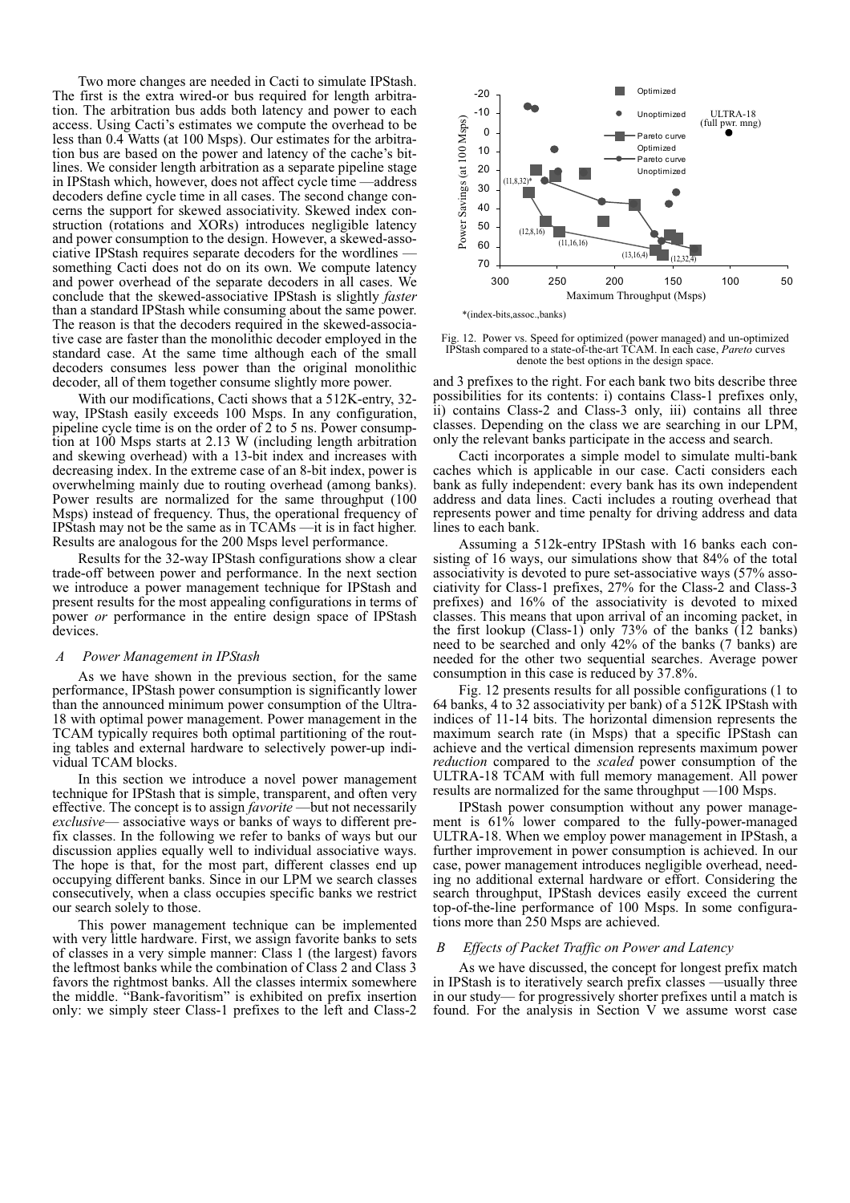Two more changes are needed in Cacti to simulate IPStash. The first is the extra wired-or bus required for length arbitration. The arbitration bus adds both latency and power to each access. Using Cacti's estimates we compute the overhead to be less than 0.4 Watts (at 100 Msps). Our estimates for the arbitration bus are based on the power and latency of the cache's bitlines. We consider length arbitration as a separate pipeline stage in IPStash which, however, does not affect cycle time —address decoders define cycle time in all cases. The second change concerns the support for skewed associativity. Skewed index construction (rotations and XORs) introduces negligible latency and power consumption to the design. However, a skewed-associative IPStash requires separate decoders for the wordlines — something Cacti does not do on its own. We compute latency and power overhead of the separate decoders in all cases. We conclude that the skewed-associative IPStash is slightly *faster* than a standard IPStash while consuming about the same power. The reason is that the decoders required in the skewed-associative case are faster than the monolithic decoder employed in the standard case. At the same time although each of the small decoders consumes less power than the original monolithic decoder, all of them together consume slightly more power.

With our modifications, Cacti shows that a 512K-entry, 32-way, IPStash easily exceeds 100 Msps. In any configuration, pipeline cycle time is on the order of 2 to 5 ns. Power consumption at 100 Msps starts at 2.13 W (including length arbitration and skewing overhead) with a 13-bit index and increases with decreasing index. In the extreme case of an 8-bit index, power is overwhelming mainly due to routing overhead (among banks). Power results are normalized for the same throughput (100 Msps) instead of frequency. Thus, the operational frequency of IPStash may not be the same as in TCAMs —it is in fact higher. Results are analogous for the 200 Msps level performance.

Results for the 32-way IPStash configurations show a clear trade-off between power and performance. In the next section we introduce a power management technique for IPStash and present results for the most appealing configurations in terms of power *or* performance in the entire design space of IPStash devices.

### *A Power Management in IPStash*

As we have shown in the previous section, for the same performance, IPStash power consumption is significantly lower than the announced minimum power consumption of the Ultra-18 with optimal power management. Power management in the TCAM typically requires both optimal partitioning of the routing tables and external hardware to selectively power-up individual TCAM blocks.

In this section we introduce a novel power management technique for IPStash that is simple, transparent, and often very effective. The concept is to assign *favorite* —but not necessarily *exclusive*— associative ways or banks of ways to different prefix classes. In the following we refer to banks of ways but our discussion applies equally well to individual associative ways. The hope is that, for the most part, different classes end up occupying different banks. Since in our LPM we search classes consecutively, when a class occupies specific banks we restrict our search solely to those.

This power management technique can be implemented with very little hardware. First, we assign favorite banks to sets of classes in a very simple manner: Class 1 (the largest) favors the leftmost banks while the combination of Class 2 and Class 3 favors the rightmost banks. All the classes intermix somewhere the middle. "Bank-favoritism" is exhibited on prefix insertion only: we simply steer Class-1 prefixes to the left and Class-2 and 3 prefixes to the right. For each bank two bits describe three possibilities for its contents: i) contains Class-1 prefixes only, ii) contains Class-2 and Class-3 only, iii) contains all three classes. Depending on the class we are searching in our LPM, only the relevant banks participate in the access and search.

Fig. 12. Power vs. Speed for optimized (power managed) and un-optimized IPStash compared to a state-of-the-art TCAM. In each case, *Pareto* curves denote the best options in the design space.

Cacti incorporates a simple model to simulate multi-bank caches which is applicable in our case. Cacti considers each bank as fully independent: every bank has its own independent address and data lines. Cacti includes a routing overhead that represents power and time penalty for driving address and data lines to each bank.

Assuming a 512k-entry IPStash with 16 banks each consisting of 16 ways, our simulations show that 84% of the total associativity is devoted to pure set-associative ways (57% associativity for Class-1 prefixes, 27% for the Class-2 and Class-3 prefixes) and 16% of the associativity is devoted to mixed classes. This means that upon arrival of an incoming packet, in the first lookup (Class-1) only 73% of the banks (12 banks) need to be searched and only 42% of the banks (7 banks) are needed for the other two sequential searches. Average power consumption in this case is reduced by 37.8%.

Fig. 12 presents results for all possible configurations (1 to 64 banks, 4 to 32 associativity per bank) of a 512K IPStash with indices of 11-14 bits. The horizontal dimension represents the maximum search rate (in Msps) that a specific IPStash can achieve and the vertical dimension represents maximum power *reduction* compared to the *scaled* power consumption of the ULTRA-18 TCAM with full memory management. All power results are normalized for the same throughput —100 Msps.

IPStash power consumption without any power management is 61% lower compared to the fully-power-managed ULTRA-18. When we employ power management in IPStash, a further improvement in power consumption is achieved. In our case, power management introduces negligible overhead, needing no additional external hardware or effort. Considering the search throughput, IPStash devices easily exceed the current top-of-the-line performance of 100 Msps. In some configurations more than 250 Msps are achieved.

### *B Effects of Packet Traffic on Power and Latency*

As we have discussed, the concept for longest prefix match in IPStash is to iteratively search prefix classes —usually three in our study— for progressively shorter prefixes until a match is found. For the analysis in Section V we assume worst case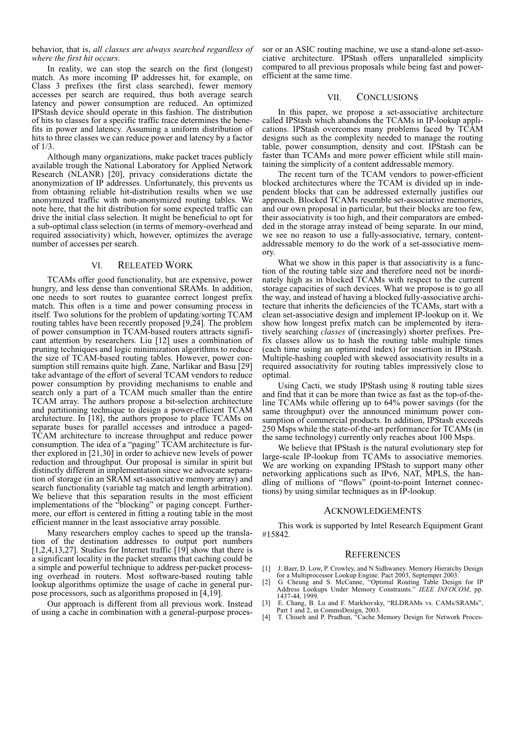behavior, that is, *all classes are always searched regardless of where the first hit occurs*.

In reality, we can stop the search on the first (longest) match. As more incoming IP addresses hit, for example, on Class 3 prefixes (the first class searched), fewer memory accesses per search are required, thus both average search latency and power consumption are reduced. An optimized IPStash device should operate in this fashion. The distribution of hits to classes for a specific traffic trace determines the benefits in power and latency. Assuming a uniform distribution of hits to three classes we can reduce power and latency by a factor of 1/3.

Although many organizations, make packet traces publicly available trough the National Laboratory for Applied Network Research (NLANR) [20], privacy considerations dictate the anonymization of IP addresses. Unfortunately, this prevents us from obtaining reliable hit-distribution results when we use anonymized traffic with non-anonymized routing tables. We note here, that the hit distribution for some expected traffic can drive the initial class selection. It might be beneficial to opt for a sub-optimal class selection (in terms of memory-overhead and required associativity) which, however, optimizes the average number of accesses per search.

## VI. RELEATED WORK

TCAMs offer good functionality, but are expensive, power hungry, and less dense than conventional SRAMs. In addition, one needs to sort routes to guarantee correct longest prefix match. This often is a time and power consuming process in itself. Two solutions for the problem of updating/sorting TCAM routing tables have been recently proposed [9,24]. The problem of power consumption in TCAM-based routers attracts significant attention by researchers. Liu [12] uses a combination of pruning techniques and logic minimization algorithms to reduce the size of TCAM-based routing tables. However, power consumption still remains quite high. Zane, Narlikar and Basu [29] take advantage of the effort of several TCAM vendors to reduce power consumption by providing mechanisms to enable and search only a part of a TCAM much smaller than the entire TCAM array. The authors propose a bit-selection architecture and partitioning technique to design a power-efficient TCAM architecture. In [18], the authors propose to place TCAMs on separate buses for parallel accesses and introduce a paged-TCAM architecture to increase throughput and reduce power consumption. The idea of a "paging" TCAM architecture is further explored in [21,30] in order to achieve new levels of power reduction and throughput. Our proposal is similar in spirit but distinctly different in implementation since we advocate separation of storage (in an SRAM set-associative memory array) and search functionality (variable tag match and length arbitration). We believe that this separation results in the most efficient implementations of the "blocking" or paging concept. Furthermore, our effort is centered in fitting a routing table in the most efficient manner in the least associative array possible.

Many researchers employ caches to speed up the translation of the destination addresses to output port numbers [1,2,4,13,27]. Studies for Internet traffic [19] show that there is a significant locality in the packet streams that caching could be a simple and powerful technique to address per-packet processing overhead in routers. Most software-based routing table lookup algorithms optimize the usage of cache in general purpose processors, such as algorithms proposed in [4,19].

Our approach is different from all previous work. Instead of using a cache in combination with a general-purpose processor or an ASIC routing machine, we use a stand-alone set-associative architecture. IPStash offers unparalleled simplicity compared to all previous proposals while being fast and power-efficient at the same time.

## VII. CONCLUSIONS

In this paper, we propose a set-associative architecture called IPStash which abandons the TCAMs in IP-lookup applications. IPStash overcomes many problems faced by TCAM designs such as the complexity needed to manage the routing table, power consumption, density and cost. IPStash can be faster than TCAMs and more power efficient while still maintaining the simplicity of a content addressable memory.

The recent turn of the TCAM vendors to power-efficient blocked architectures where the TCAM is divided up in independent blocks that can be addressed externally justifies our approach. Blocked TCAMs resemble set-associative memories, and our own proposal in particular, but their blocks are too few, their associativity is too high, and their comparators are embedded in the storage array instead of being separate. In our mind, we see no reason to use a fully-associative, ternary, content-addressable memory to do the work of a set-associative memory.

What we show in this paper is that associativity is a function of the routing table size and therefore need not be inordinately high as in blocked TCAMs with respect to the current storage capacities of such devices. What we propose is to go all the way, and instead of having a blocked fully-associative architecture that inherits the deficiencies of the TCAMs, start with a clean set-associative design and implement IP-lookup on it. We show how longest prefix match can be implemented by iteratively searching *classes* of (increasingly) shorter prefixes. Prefix classes allow us to hash the routing table multiple times (each time using an optimized index) for insertion in IPStash. Multiple-hashing coupled with skewed associativity results in a required associativity for routing tables impressively close to optimal.

Using Cacti, we study IPStash using 8 routing table sizes and find that it can be more than twice as fast as the top-of-the-line TCAMs while offering up to 64% power savings (for the same throughput) over the announced minimum power consumption of commercial products. In addition, IPStash exceeds 250 Msps while the state-of-the-art performance for TCAMs (in the same technology) currently only reaches about 100 Msps.

We believe that IPStash is the natural evolutionary step for large-scale IP-lookup from TCAMs to associative memories. We are working on expanding IPStash to support many other networking applications such as IPv6, NAT, MPLS, the handling of millions of "flows" (point-to-point Internet connections) by using similar techniques as in IP-lookup.

## ACKNOWLEDGEMENTS

This work is supported by Intel Research Equipment Grant #15842.

## REFERENCES

[1] J. Baer, D. Low, P. Crowley, and N Sidhwaney. Memory Hierarchy Design for a Multiprocessor Lookup Engine. Pact 2003, Septemper 2003.

[2] G. Cheung and S. McCanne, "Optimal Routing Table Design for IP Address Lookups Under Memory Constraints." *IEEE INFOCOM*, pp. 1437-44, 1999.

[3] E. Chang, B. Lu and F. Markhovsky, "RLDRAMs vs. CAMs/SRAMs", Part 1 and 2, in CommsDesign, 2003.

[4] T. Chiueh and P. Pradhan, "Cache Memory Design for Network Proces-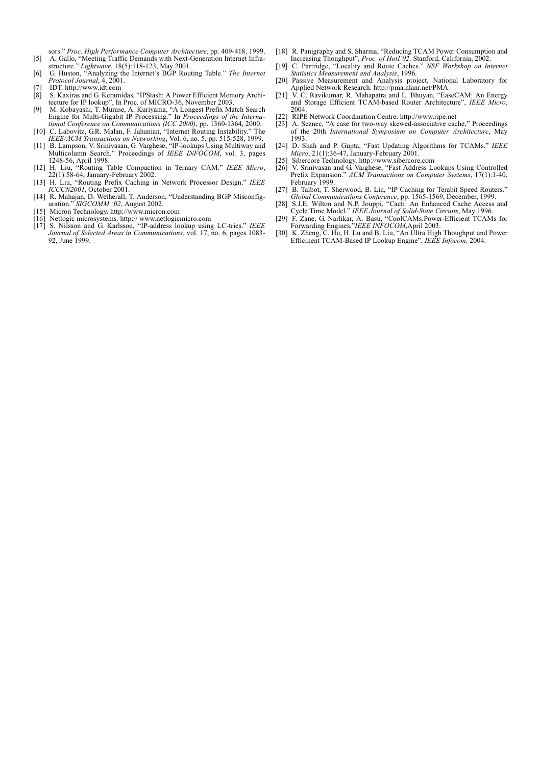sors." *Proc. High Performance Computer Architecture*, pp. 409-418, 1999.

[5] A. Gallo, "Meeting Traffic Demands with Next-Generation Internet Infrastructure." *Lightwave*, 18(5):118-123, May 2001.

[6] G. Huston, "Analyzing the Internet's BGP Routing Table." *The Internet Protocol Journal*, 4, 2001.

[7] IDT. http://www.idt.com

[8] S. Kaxiras and G. Keramidas, "IPStash: A Power Efficient Memory Architecture for IP lookup", In Proc. of MICRO-36, November 2003.

[9] M. Kobayashi, T. Murase, A. Kuriyama, "A Longest Prefix Match Search Engine for Multi-Gigabit IP Processing." In *Proceedings of the International Conference on Communications (ICC 2000)*, pp. 1360-1364, 2000.

[10] C. Labovitz, G.R. Malan, F. Jahanian, "Internet Routing Instability." The *IEEE/ACM Transactions on Networking*, Vol. 6, no. 5, pp. 515-528, 1999.

[11] B. Lampson, V. Srinivasan, G. Varghese, "IP-lookups Using Multiway and Multicolumn Search." Proceedings of *IEEE INFOCOM*, vol. 3, pages 1248-56, April 1998.

[12] H. Liu, "Routing Table Compaction in Ternary CAM." *IEEE Micro*, 22(1):58-64, January-February 2002.

[13] H. Liu, "Routing Prefix Caching in Network Processor Design." *IEEE ICCCN2001*, October 2001.

[14] R. Mahajan, D. Wetherall, T. Anderson, "Understanding BGP Misconfiguration." *SIGCOMM '02*, August 2002.

[15] Micron Technology. http://www.micron.com

[16] Netlogic microsystems. http:// www.netlogicmicro.com

[17] S. Nilsson and G. Karlsson, "IP-address lookup using LC-tries." *IEEE Journal of Selected Areas in Communications*, vol. 17, no. 6, pages 1083-92, June 1999.

[18] R. Panigraphy and S. Sharma, "Reducing TCAM Power Consumption and Increasing Thoughput", *Proc. of HotI'02,* Stanford, California, 2002.

[19] C. Partridge, "Locality and Route Caches." *NSF Workshop on Internet Statistics Measurement and Analysis*, 1996.

[20] Passive Measurement and Analysis project, National Laboratory for Applied Network Research. http://pma.nlanr.net/PMA

[21] V. C. Ravikumar, R. Mahapatra and L. Bhuyan, "EaseCAM: An Energy and Storage Efficient TCAM-based Router Architecture", *IEEE Micro*, 2004.

[22] RIPE Network Coordination Centre. http://www.ripe.net

[23] A. Seznec, "A case for two-way skewed-associative cache," Proceedings of the 20th *International Symposium on Computer Architecture*, May 1993.

[24] D. Shah and P. Gupta, "Fast Updating Algorithms for TCAMs." *IEEE Micro*, 21(1):36-47, January-February 2001.

[25] Sibercore Technology. http://www.sibercore.com

[26] V. Srinivasan and G. Varghese, "Fast Address Lookups Using Controlled Prefix Expansion." *ACM Transactions on Computer Systems*, 17(1):1-40, February 1999.

[27] B. Talbot, T. Sherwood, B. Lin, "IP Caching for Terabit Speed Routers." *Global Communications Conference*, pp. 1565-1569, December, 1999.

[28] S.J.E. Wilton and N.P. Jouppi, "Cacti: An Enhanced Cache Access and Cycle Time Model." *IEEE Journal of Solid-State Circuits*, May 1996.

[29] F. Zane, G. Narlikar, A. Basu, "CoolCAMs:Power-Efficient TCAMs for Forwarding Engines."*IEEE INFOCOM*,April 2003.

[30] K. Zheng, C. Hu, H. Lu and B. Liu, "An Ultra High Thoughput and Power Efficient TCAM-Based IP Lookup Engine", *IEEE Infocom,* 2004.